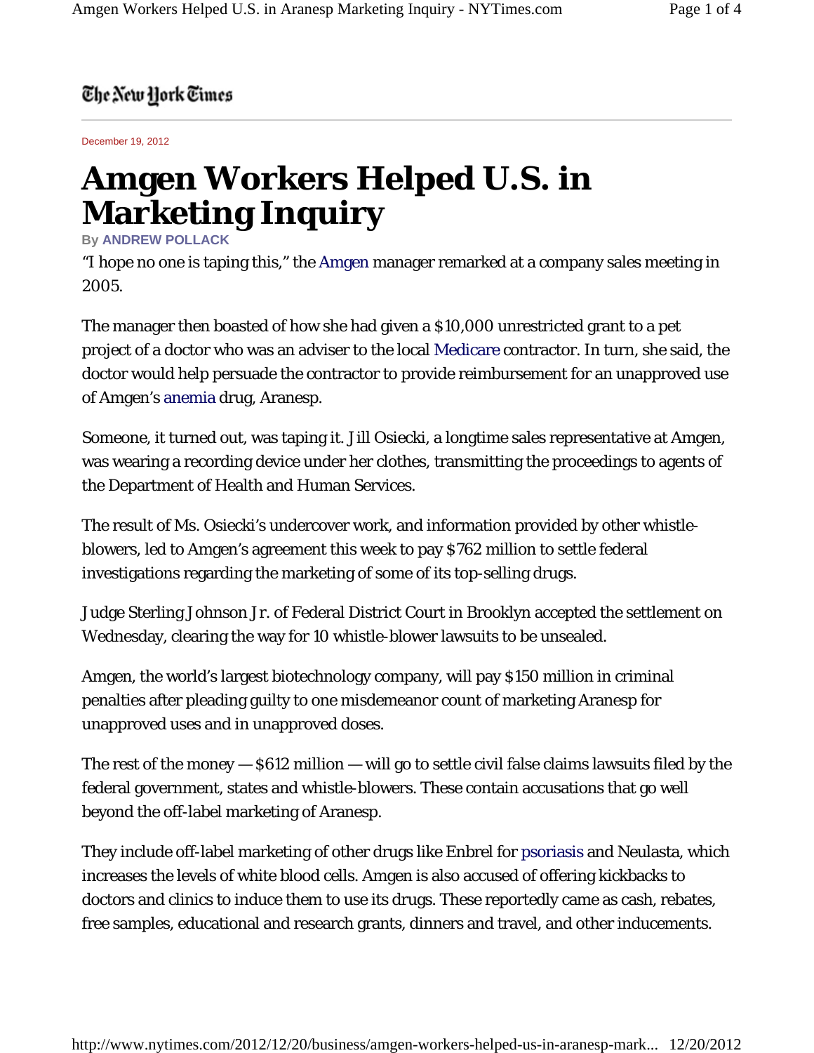The New York Times

December 19, 2012

# Amgen Workers Helped U.S. in Marketing Inquiry

By **ANDREW POLLACK**

"I hope no one is taping this," the Amgen manager remarked at a company sales meeting in 2005.

The manager then boasted of how she had given a $10,000 unrestricted grant to a pet project of a doctor who was an adviser to the local Medicare contractor. In turn, she said, the doctor would help persuade the contractor to provide reimbursement for an unapproved use of Amgen's anemia drug, Aranesp.

Someone, it turned out, was taping it. Jill Osiecki, a longtime sales representative at Amgen, was wearing a recording device under her clothes, transmitting the proceedings to agents of the Department of Health and Human Services.

The result of Ms. Osiecki's undercover work, and information provided by other whistle-blowers, led to Amgen's agreement this week to pay $762 million to settle federal investigations regarding the marketing of some of its top-selling drugs.

Judge Sterling Johnson Jr. of Federal District Court in Brooklyn accepted the settlement on Wednesday, clearing the way for 10 whistle-blower lawsuits to be unsealed.

Amgen, the world's largest biotechnology company, will pay $150 million in criminal penalties after pleading guilty to one misdemeanor count of marketing Aranesp for unapproved uses and in unapproved doses.

The rest of the money — $612 million — will go to settle civil false claims lawsuits filed by the federal government, states and whistle-blowers. These contain accusations that go well beyond the off-label marketing of Aranesp.

They include off-label marketing of other drugs like Enbrel for psoriasis and Neulasta, which increases the levels of white blood cells. Amgen is also accused of offering kickbacks to doctors and clinics to induce them to use its drugs. These reportedly came as cash, rebates, free samples, educational and research grants, dinners and travel, and other inducements.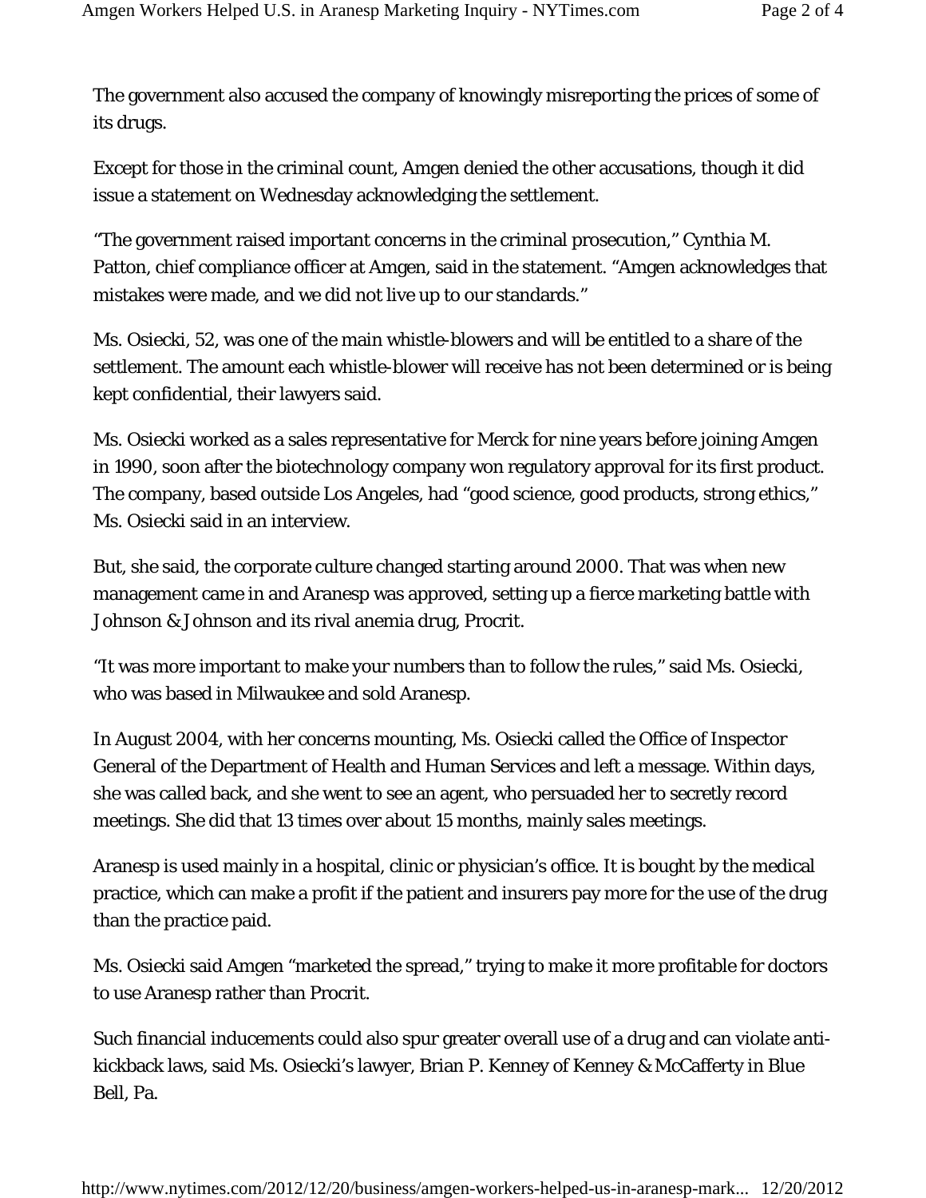The government also accused the company of knowingly misreporting the prices of some of its drugs.

Except for those in the criminal count, Amgen denied the other accusations, though it did issue a statement on Wednesday acknowledging the settlement.

"The government raised important concerns in the criminal prosecution," Cynthia M. Patton, chief compliance officer at Amgen, said in the statement. "Amgen acknowledges that mistakes were made, and we did not live up to our standards."

Ms. Osiecki, 52, was one of the main whistle-blowers and will be entitled to a share of the settlement. The amount each whistle-blower will receive has not been determined or is being kept confidential, their lawyers said.

Ms. Osiecki worked as a sales representative for Merck for nine years before joining Amgen in 1990, soon after the biotechnology company won regulatory approval for its first product. The company, based outside Los Angeles, had "good science, good products, strong ethics," Ms. Osiecki said in an interview.

But, she said, the corporate culture changed starting around 2000. That was when new management came in and Aranesp was approved, setting up a fierce marketing battle with Johnson & Johnson and its rival anemia drug, Procrit.

"It was more important to make your numbers than to follow the rules," said Ms. Osiecki, who was based in Milwaukee and sold Aranesp.

In August 2004, with her concerns mounting, Ms. Osiecki called the Office of Inspector General of the Department of Health and Human Services and left a message. Within days, she was called back, and she went to see an agent, who persuaded her to secretly record meetings. She did that 13 times over about 15 months, mainly sales meetings.

Aranesp is used mainly in a hospital, clinic or physician's office. It is bought by the medical practice, which can make a profit if the patient and insurers pay more for the use of the drug than the practice paid.

Ms. Osiecki said Amgen "marketed the spread," trying to make it more profitable for doctors to use Aranesp rather than Procrit.

Such financial inducements could also spur greater overall use of a drug and can violate anti-kickback laws, said Ms. Osiecki's lawyer, Brian P. Kenney of Kenney & McCafferty in Blue Bell, Pa.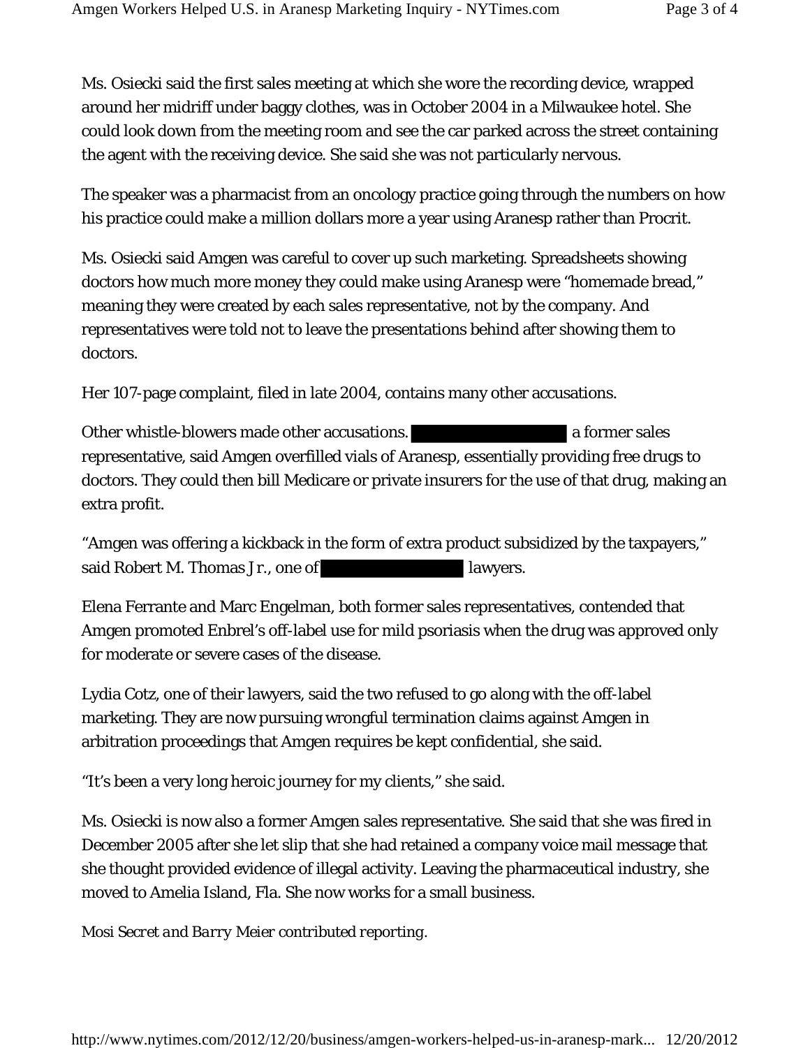Ms. Osiecki said the first sales meeting at which she wore the recording device, wrapped around her midriff under baggy clothes, was in October 2004 in a Milwaukee hotel. She could look down from the meeting room and see the car parked across the street containing the agent with the receiving device. She said she was not particularly nervous.

The speaker was a pharmacist from an oncology practice going through the numbers on how his practice could make a million dollars more a year using Aranesp rather than Procrit.

Ms. Osiecki said Amgen was careful to cover up such marketing. Spreadsheets showing doctors how much more money they could make using Aranesp were "homemade bread," meaning they were created by each sales representative, not by the company. And representatives were told not to leave the presentations behind after showing them to doctors.

Her 107-page complaint, filed in late 2004, contains many other accusations.

Other whistle-blowers made other accusations. ██████████ a former sales representative, said Amgen overfilled vials of Aranesp, essentially providing free drugs to doctors. They could then bill Medicare or private insurers for the use of that drug, making an extra profit.

"Amgen was offering a kickback in the form of extra product subsidized by the taxpayers," said Robert M. Thomas Jr., one of ██████████ lawyers.

Elena Ferrante and Marc Engelman, both former sales representatives, contended that Amgen promoted Enbrel's off-label use for mild psoriasis when the drug was approved only for moderate or severe cases of the disease.

Lydia Cotz, one of their lawyers, said the two refused to go along with the off-label marketing. They are now pursuing wrongful termination claims against Amgen in arbitration proceedings that Amgen requires be kept confidential, she said.

"It's been a very long heroic journey for my clients," she said.

Ms. Osiecki is now also a former Amgen sales representative. She said that she was fired in December 2005 after she let slip that she had retained a company voice mail message that she thought provided evidence of illegal activity. Leaving the pharmaceutical industry, she moved to Amelia Island, Fla. She now works for a small business.

*Mosi Secret and Barry Meier contributed reporting.*